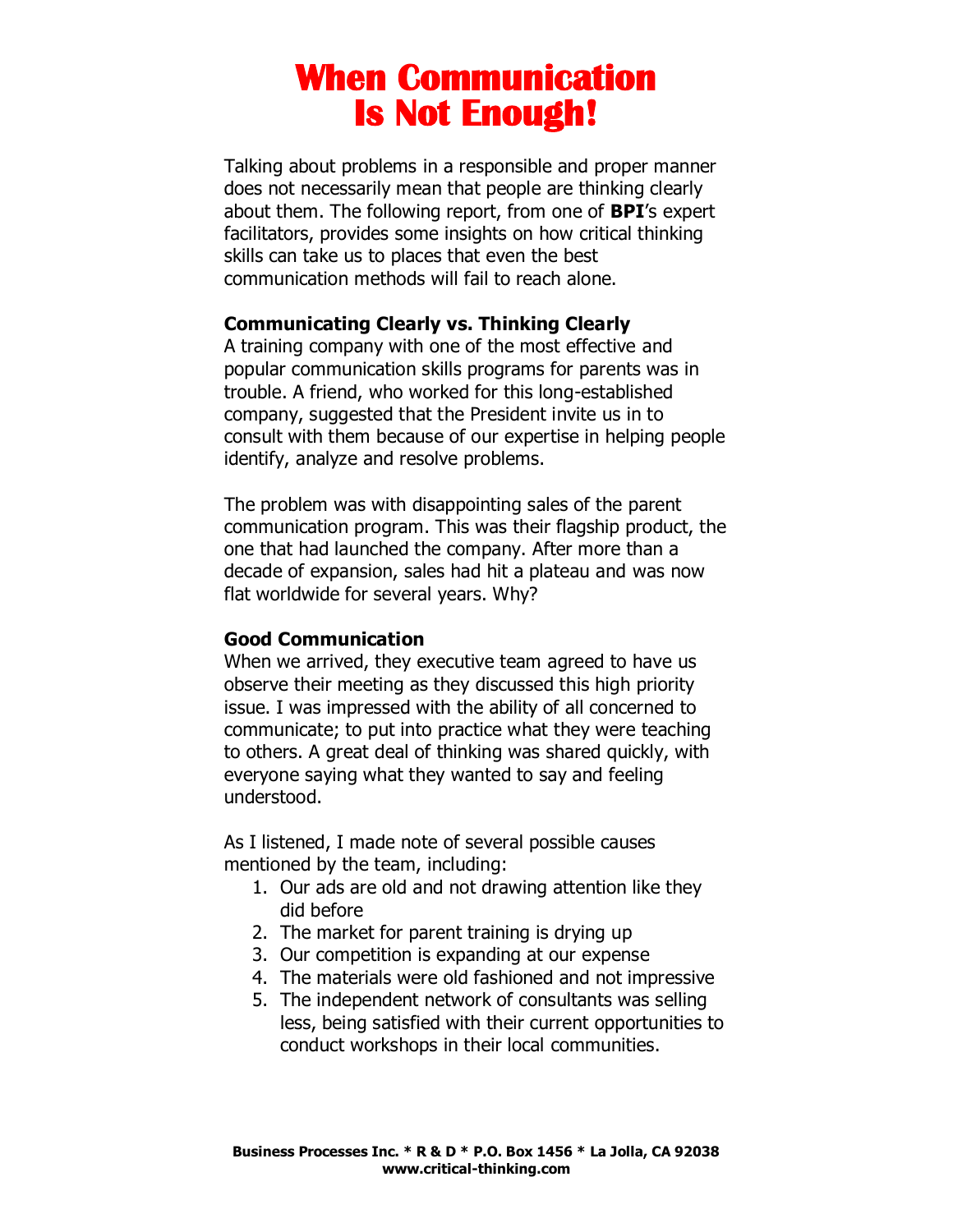# When Communication Is Not Enough!

Talking about problems in a responsible and proper manner does not necessarily mean that people are thinking clearly about them. The following report, from one of **BPI**'s expert facilitators, provides some insights on how critical thinking skills can take us to places that even the best communication methods will fail to reach alone.

### Communicating Clearly vs. Thinking Clearly

A training company with one of the most effective and popular communication skills programs for parents was in trouble. A friend, who worked for this long-established company, suggested that the President invite us in to consult with them because of our expertise in helping people identify, analyze and resolve problems.

The problem was with disappointing sales of the parent communication program. This was their flagship product, the one that had launched the company. After more than a decade of expansion, sales had hit a plateau and was now flat worldwide for several years. Why?

### Good Communication

When we arrived, they executive team agreed to have us observe their meeting as they discussed this high priority issue. I was impressed with the ability of all concerned to communicate; to put into practice what they were teaching to others. A great deal of thinking was shared quickly, with everyone saying what they wanted to say and feeling understood.

As I listened, I made note of several possible causes mentioned by the team, including:

1. Our ads are old and not drawing attention like they did before
2. The market for parent training is drying up
3. Our competition is expanding at our expense
4. The materials were old fashioned and not impressive
5. The independent network of consultants was selling less, being satisfied with their current opportunities to conduct workshops in their local communities.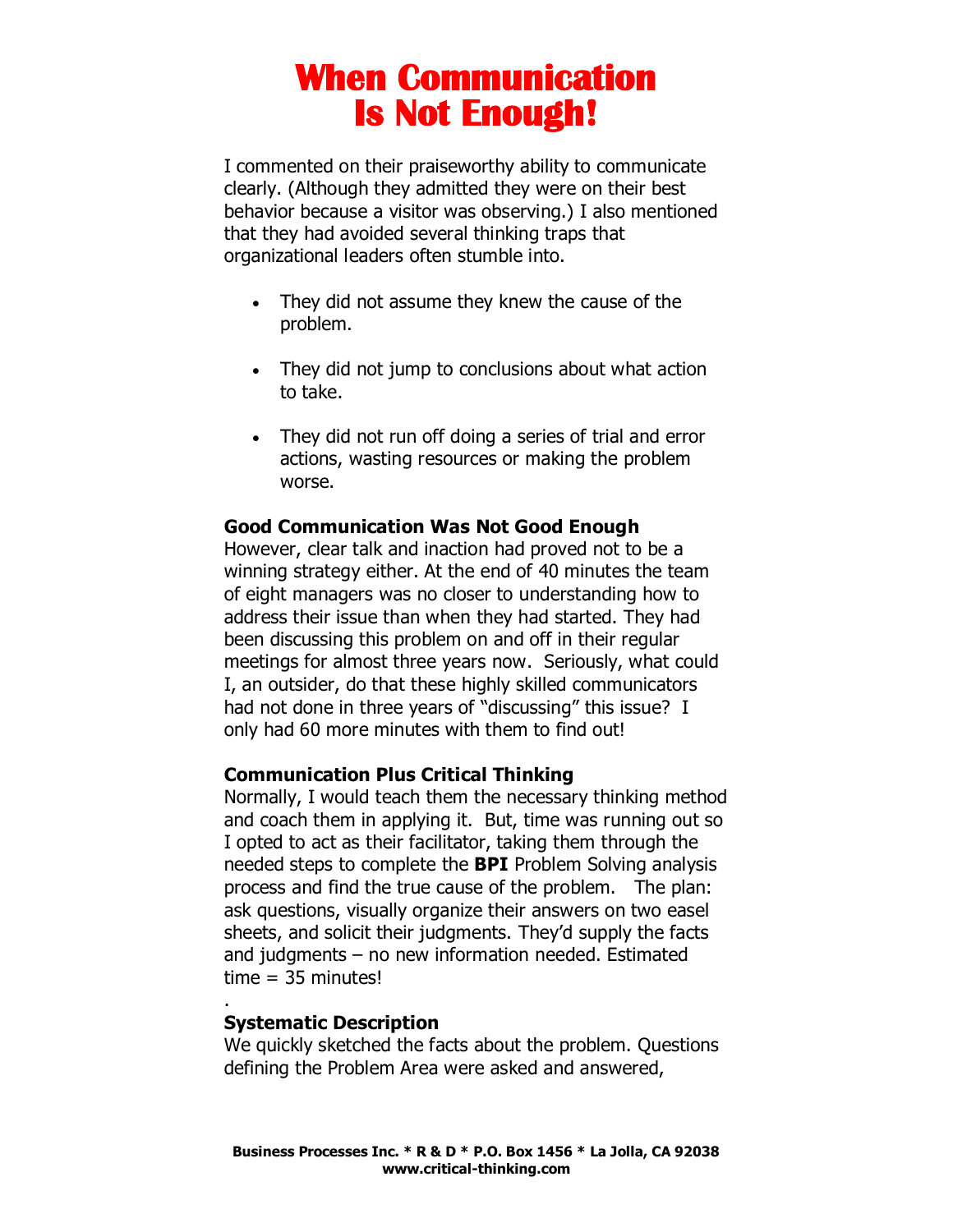# When Communication Is Not Enough!

I commented on their praiseworthy ability to communicate clearly. (Although they admitted they were on their best behavior because a visitor was observing.) I also mentioned that they had avoided several thinking traps that organizational leaders often stumble into.

- They did not assume they knew the cause of the problem.
- They did not jump to conclusions about what action to take.
- They did not run off doing a series of trial and error actions, wasting resources or making the problem worse.

**Good Communication Was Not Good Enough**

However, clear talk and inaction had proved not to be a winning strategy either. At the end of 40 minutes the team of eight managers was no closer to understanding how to address their issue than when they had started. They had been discussing this problem on and off in their regular meetings for almost three years now. Seriously, what could I, an outsider, do that these highly skilled communicators had not done in three years of "discussing" this issue? I only had 60 more minutes with them to find out!

**Communication Plus Critical Thinking**

Normally, I would teach them the necessary thinking method and coach them in applying it. But, time was running out so I opted to act as their facilitator, taking them through the needed steps to complete the **BPI** Problem Solving analysis process and find the true cause of the problem. The plan: ask questions, visually organize their answers on two easel sheets, and solicit their judgments. They'd supply the facts and judgments – no new information needed. Estimated time = 35 minutes!

.

**Systematic Description**

We quickly sketched the facts about the problem. Questions defining the Problem Area were asked and answered,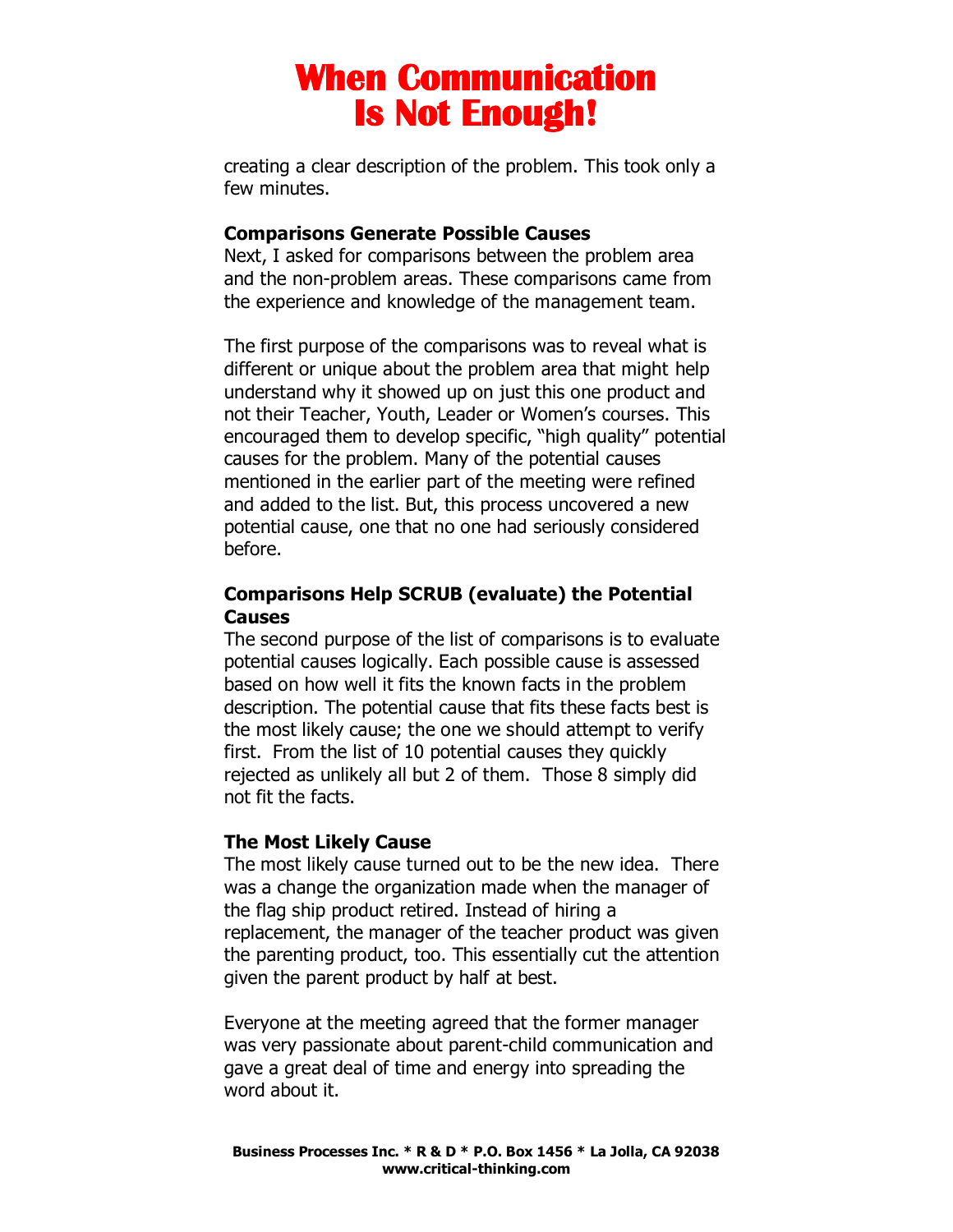creating a clear description of the problem. This took only a few minutes.

**Comparisons Generate Possible Causes**
Next, I asked for comparisons between the problem area and the non-problem areas. These comparisons came from the experience and knowledge of the management team.

The first purpose of the comparisons was to reveal what is different or unique about the problem area that might help understand why it showed up on just this one product and not their Teacher, Youth, Leader or Women's courses. This encouraged them to develop specific, "high quality" potential causes for the problem. Many of the potential causes mentioned in the earlier part of the meeting were refined and added to the list. But, this process uncovered a new potential cause, one that no one had seriously considered before.

**Comparisons Help SCRUB (evaluate) the Potential Causes**
The second purpose of the list of comparisons is to evaluate potential causes logically. Each possible cause is assessed based on how well it fits the known facts in the problem description. The potential cause that fits these facts best is the most likely cause; the one we should attempt to verify first. From the list of 10 potential causes they quickly rejected as unlikely all but 2 of them. Those 8 simply did not fit the facts.

**The Most Likely Cause**
The most likely cause turned out to be the new idea. There was a change the organization made when the manager of the flag ship product retired. Instead of hiring a replacement, the manager of the teacher product was given the parenting product, too. This essentially cut the attention given the parent product by half at best.

Everyone at the meeting agreed that the former manager was very passionate about parent-child communication and gave a great deal of time and energy into spreading the word about it.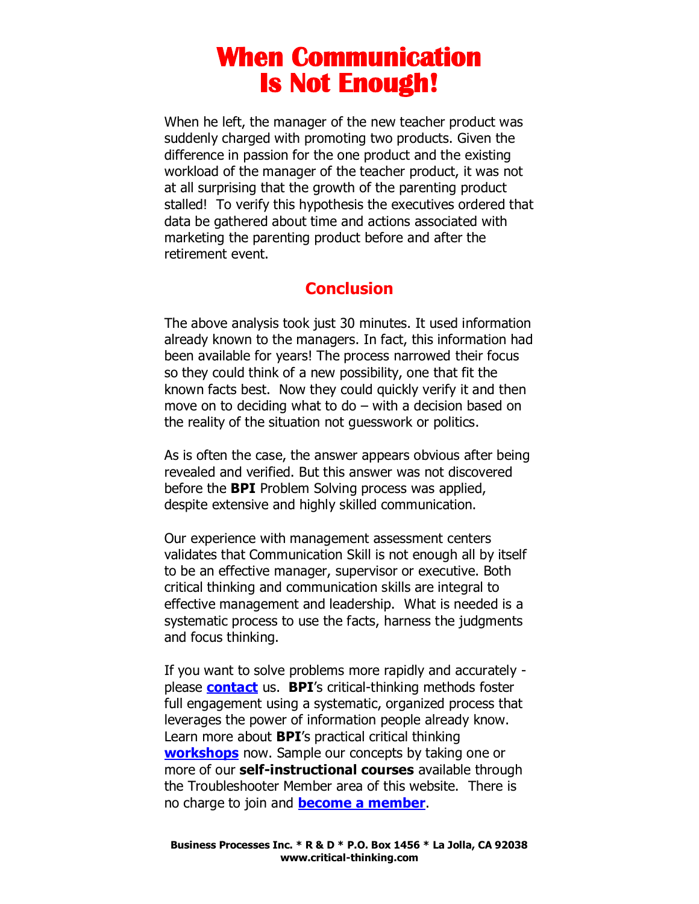# When Communication Is Not Enough!

When he left, the manager of the new teacher product was suddenly charged with promoting two products. Given the difference in passion for the one product and the existing workload of the manager of the teacher product, it was not at all surprising that the growth of the parenting product stalled! To verify this hypothesis the executives ordered that data be gathered about time and actions associated with marketing the parenting product before and after the retirement event.

## Conclusion

The above analysis took just 30 minutes. It used information already known to the managers. In fact, this information had been available for years! The process narrowed their focus so they could think of a new possibility, one that fit the known facts best. Now they could quickly verify it and then move on to deciding what to do – with a decision based on the reality of the situation not guesswork or politics.

As is often the case, the answer appears obvious after being revealed and verified. But this answer was not discovered before the **BPI** Problem Solving process was applied, despite extensive and highly skilled communication.

Our experience with management assessment centers validates that Communication Skill is not enough all by itself to be an effective manager, supervisor or executive. Both critical thinking and communication skills are integral to effective management and leadership. What is needed is a systematic process to use the facts, harness the judgments and focus thinking.

If you want to solve problems more rapidly and accurately - please **contact** us. **BPI**'s critical-thinking methods foster full engagement using a systematic, organized process that leverages the power of information people already know. Learn more about **BPI**'s practical critical thinking **workshops** now. Sample our concepts by taking one or more of our **self-instructional courses** available through the Troubleshooter Member area of this website. There is no charge to join and **become a member**.

**Business Processes Inc. * R & D * P.O. Box 1456 * La Jolla, CA 92038**
**www.critical-thinking.com**